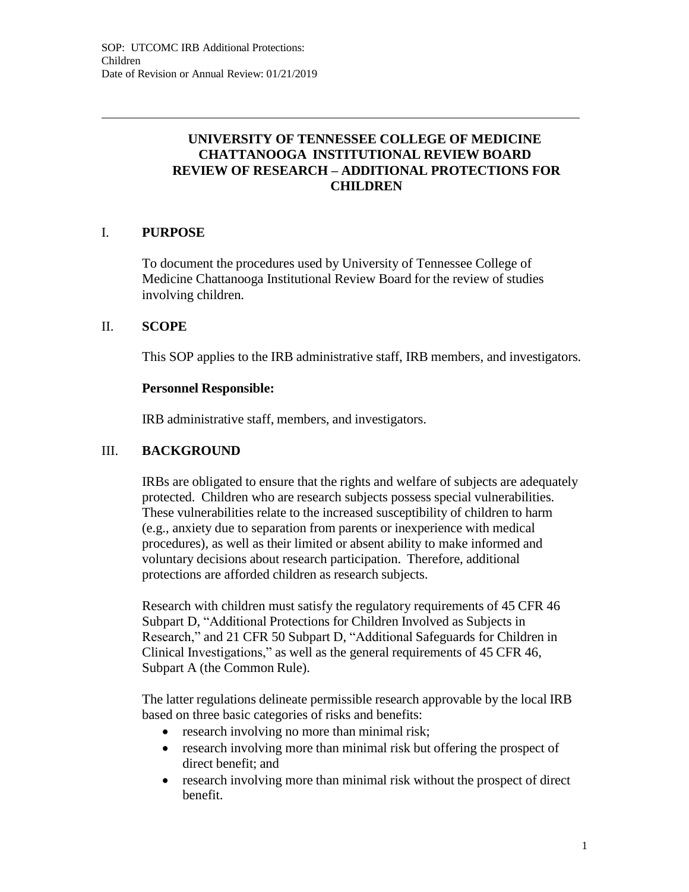# UNIVERSITY OF TENNESSEE COLLEGE OF MEDICINE CHATTANOOGA INSTITUTIONAL REVIEW BOARD REVIEW OF RESEARCH – ADDITIONAL PROTECTIONS FOR CHILDREN

## I. PURPOSE

To document the procedures used by University of Tennessee College of Medicine Chattanooga Institutional Review Board for the review of studies involving children.

## II. SCOPE

This SOP applies to the IRB administrative staff, IRB members, and investigators.

**Personnel Responsible:**

IRB administrative staff, members, and investigators.

## III. BACKGROUND

IRBs are obligated to ensure that the rights and welfare of subjects are adequately protected. Children who are research subjects possess special vulnerabilities. These vulnerabilities relate to the increased susceptibility of children to harm (e.g., anxiety due to separation from parents or inexperience with medical procedures), as well as their limited or absent ability to make informed and voluntary decisions about research participation. Therefore, additional protections are afforded children as research subjects.

Research with children must satisfy the regulatory requirements of 45 CFR 46 Subpart D, "Additional Protections for Children Involved as Subjects in Research," and 21 CFR 50 Subpart D, "Additional Safeguards for Children in Clinical Investigations," as well as the general requirements of 45 CFR 46, Subpart A (the Common Rule).

The latter regulations delineate permissible research approvable by the local IRB based on three basic categories of risks and benefits:

- research involving no more than minimal risk;
- research involving more than minimal risk but offering the prospect of direct benefit; and
- research involving more than minimal risk without the prospect of direct benefit.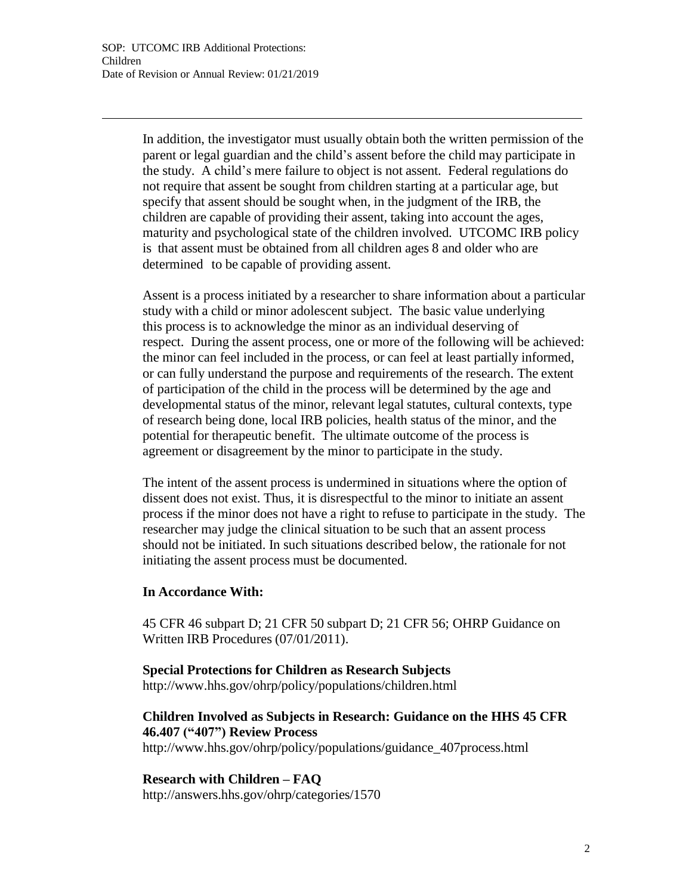In addition, the investigator must usually obtain both the written permission of the parent or legal guardian and the child's assent before the child may participate in the study. A child's mere failure to object is not assent. Federal regulations do not require that assent be sought from children starting at a particular age, but specify that assent should be sought when, in the judgment of the IRB, the children are capable of providing their assent, taking into account the ages, maturity and psychological state of the children involved. UTCOMC IRB policy is that assent must be obtained from all children ages 8 and older who are determined to be capable of providing assent.

Assent is a process initiated by a researcher to share information about a particular study with a child or minor adolescent subject. The basic value underlying this process is to acknowledge the minor as an individual deserving of respect. During the assent process, one or more of the following will be achieved: the minor can feel included in the process, or can feel at least partially informed, or can fully understand the purpose and requirements of the research. The extent of participation of the child in the process will be determined by the age and developmental status of the minor, relevant legal statutes, cultural contexts, type of research being done, local IRB policies, health status of the minor, and the potential for therapeutic benefit. The ultimate outcome of the process is agreement or disagreement by the minor to participate in the study.

The intent of the assent process is undermined in situations where the option of dissent does not exist. Thus, it is disrespectful to the minor to initiate an assent process if the minor does not have a right to refuse to participate in the study. The researcher may judge the clinical situation to be such that an assent process should not be initiated. In such situations described below, the rationale for not initiating the assent process must be documented.

**In Accordance With:**

45 CFR 46 subpart D; 21 CFR 50 subpart D; 21 CFR 56; OHRP Guidance on Written IRB Procedures (07/01/2011).

**Special Protections for Children as Research Subjects**
http://www.hhs.gov/ohrp/policy/populations/children.html

**Children Involved as Subjects in Research: Guidance on the HHS 45 CFR 46.407 ("407") Review Process**
http://www.hhs.gov/ohrp/policy/populations/guidance_407process.html

**Research with Children – FAQ**
http://answers.hhs.gov/ohrp/categories/1570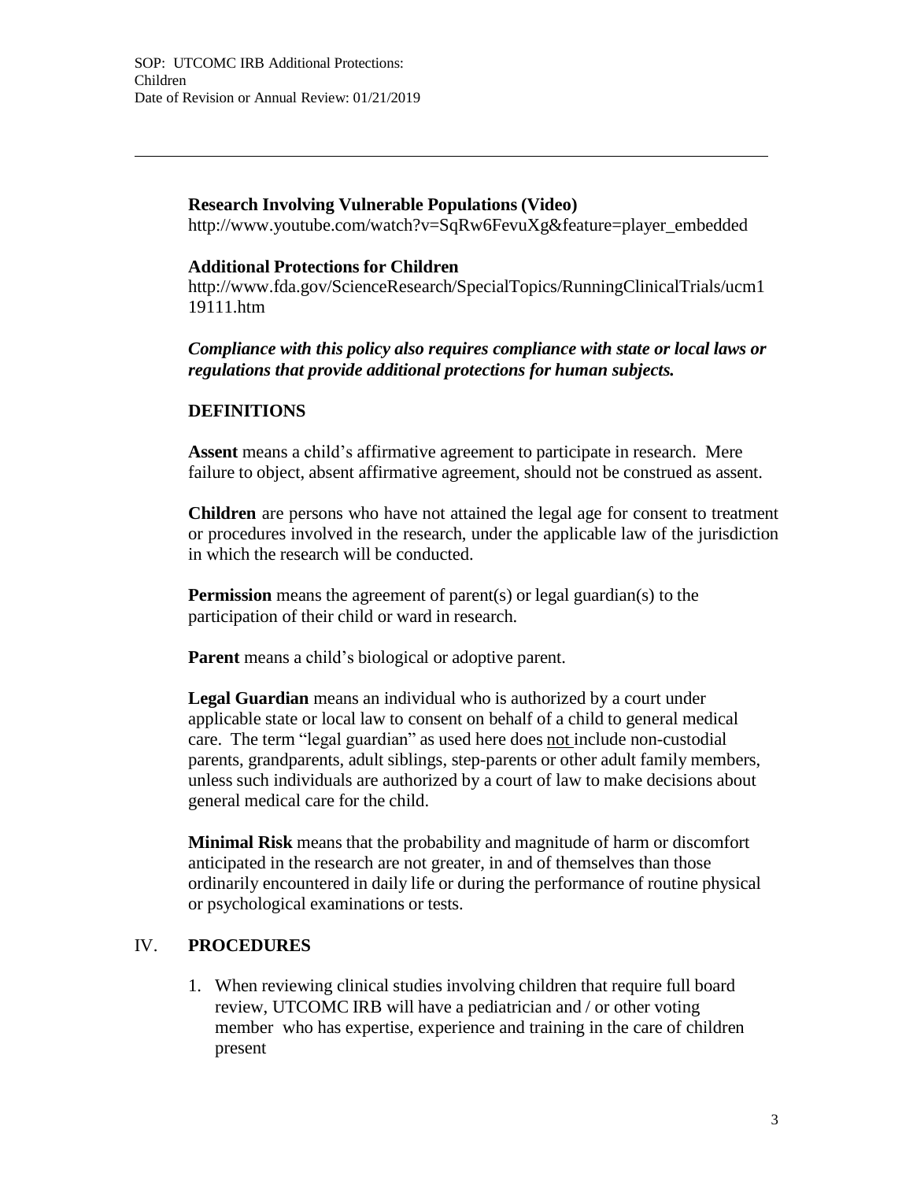**Research Involving Vulnerable Populations (Video)**
http://www.youtube.com/watch?v=SqRw6FevuXg&feature=player_embedded

**Additional Protections for Children**
http://www.fda.gov/ScienceResearch/SpecialTopics/RunningClinicalTrials/ucm119111.htm

***Compliance with this policy also requires compliance with state or local laws or regulations that provide additional protections for human subjects.***

**DEFINITIONS**

**Assent** means a child's affirmative agreement to participate in research. Mere failure to object, absent affirmative agreement, should not be construed as assent.

**Children** are persons who have not attained the legal age for consent to treatment or procedures involved in the research, under the applicable law of the jurisdiction in which the research will be conducted.

**Permission** means the agreement of parent(s) or legal guardian(s) to the participation of their child or ward in research.

**Parent** means a child's biological or adoptive parent.

**Legal Guardian** means an individual who is authorized by a court under applicable state or local law to consent on behalf of a child to general medical care. The term "legal guardian" as used here does not include non-custodial parents, grandparents, adult siblings, step-parents or other adult family members, unless such individuals are authorized by a court of law to make decisions about general medical care for the child.

**Minimal Risk** means that the probability and magnitude of harm or discomfort anticipated in the research are not greater, in and of themselves than those ordinarily encountered in daily life or during the performance of routine physical or psychological examinations or tests.

## IV. PROCEDURES

1. When reviewing clinical studies involving children that require full board review, UTCOMC IRB will have a pediatrician and / or other voting member who has expertise, experience and training in the care of children present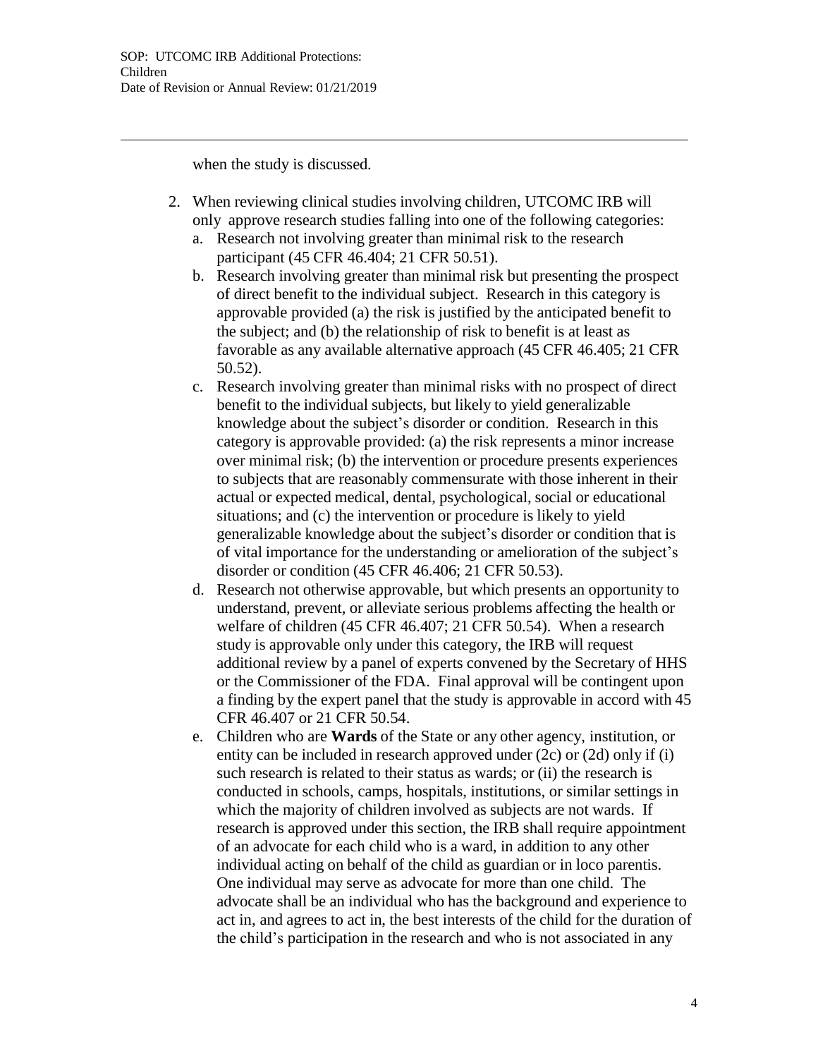when the study is discussed.

2. When reviewing clinical studies involving children, UTCOMC IRB will only approve research studies falling into one of the following categories:
   a. Research not involving greater than minimal risk to the research participant (45 CFR 46.404; 21 CFR 50.51).
   b. Research involving greater than minimal risk but presenting the prospect of direct benefit to the individual subject. Research in this category is approvable provided (a) the risk is justified by the anticipated benefit to the subject; and (b) the relationship of risk to benefit is at least as favorable as any available alternative approach (45 CFR 46.405; 21 CFR 50.52).
   c. Research involving greater than minimal risks with no prospect of direct benefit to the individual subjects, but likely to yield generalizable knowledge about the subject's disorder or condition. Research in this category is approvable provided: (a) the risk represents a minor increase over minimal risk; (b) the intervention or procedure presents experiences to subjects that are reasonably commensurate with those inherent in their actual or expected medical, dental, psychological, social or educational situations; and (c) the intervention or procedure is likely to yield generalizable knowledge about the subject's disorder or condition that is of vital importance for the understanding or amelioration of the subject's disorder or condition (45 CFR 46.406; 21 CFR 50.53).
   d. Research not otherwise approvable, but which presents an opportunity to understand, prevent, or alleviate serious problems affecting the health or welfare of children (45 CFR 46.407; 21 CFR 50.54). When a research study is approvable only under this category, the IRB will request additional review by a panel of experts convened by the Secretary of HHS or the Commissioner of the FDA. Final approval will be contingent upon a finding by the expert panel that the study is approvable in accord with 45 CFR 46.407 or 21 CFR 50.54.
   e. Children who are **Wards** of the State or any other agency, institution, or entity can be included in research approved under (2c) or (2d) only if (i) such research is related to their status as wards; or (ii) the research is conducted in schools, camps, hospitals, institutions, or similar settings in which the majority of children involved as subjects are not wards. If research is approved under this section, the IRB shall require appointment of an advocate for each child who is a ward, in addition to any other individual acting on behalf of the child as guardian or in loco parentis. One individual may serve as advocate for more than one child. The advocate shall be an individual who has the background and experience to act in, and agrees to act in, the best interests of the child for the duration of the child's participation in the research and who is not associated in any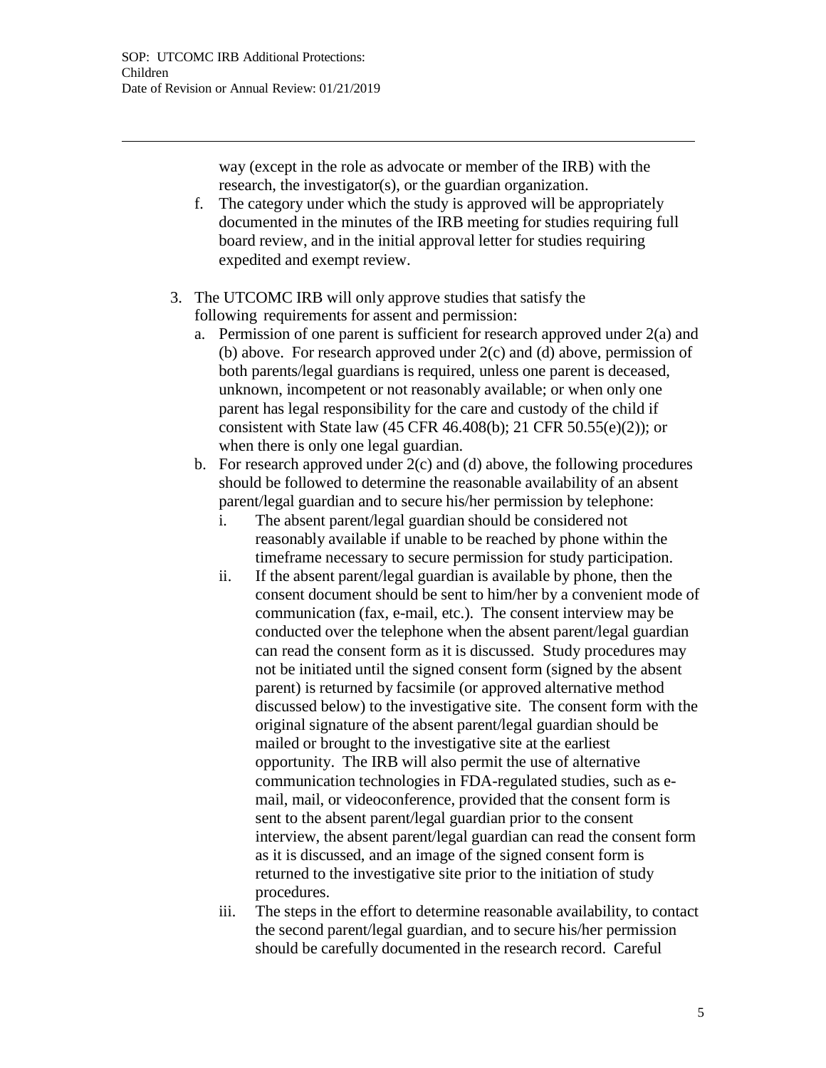way (except in the role as advocate or member of the IRB) with the research, the investigator(s), or the guardian organization.

f. The category under which the study is approved will be appropriately documented in the minutes of the IRB meeting for studies requiring full board review, and in the initial approval letter for studies requiring expedited and exempt review.

3. The UTCOMC IRB will only approve studies that satisfy the following requirements for assent and permission:
   a. Permission of one parent is sufficient for research approved under 2(a) and (b) above. For research approved under 2(c) and (d) above, permission of both parents/legal guardians is required, unless one parent is deceased, unknown, incompetent or not reasonably available; or when only one parent has legal responsibility for the care and custody of the child if consistent with State law (45 CFR 46.408(b); 21 CFR 50.55(e)(2)); or when there is only one legal guardian.
   b. For research approved under 2(c) and (d) above, the following procedures should be followed to determine the reasonable availability of an absent parent/legal guardian and to secure his/her permission by telephone:
      i. The absent parent/legal guardian should be considered not reasonably available if unable to be reached by phone within the timeframe necessary to secure permission for study participation.
      ii. If the absent parent/legal guardian is available by phone, then the consent document should be sent to him/her by a convenient mode of communication (fax, e-mail, etc.). The consent interview may be conducted over the telephone when the absent parent/legal guardian can read the consent form as it is discussed. Study procedures may not be initiated until the signed consent form (signed by the absent parent) is returned by facsimile (or approved alternative method discussed below) to the investigative site. The consent form with the original signature of the absent parent/legal guardian should be mailed or brought to the investigative site at the earliest opportunity. The IRB will also permit the use of alternative communication technologies in FDA-regulated studies, such as e-mail, mail, or videoconference, provided that the consent form is sent to the absent parent/legal guardian prior to the consent interview, the absent parent/legal guardian can read the consent form as it is discussed, and an image of the signed consent form is returned to the investigative site prior to the initiation of study procedures.
      iii. The steps in the effort to determine reasonable availability, to contact the second parent/legal guardian, and to secure his/her permission should be carefully documented in the research record. Careful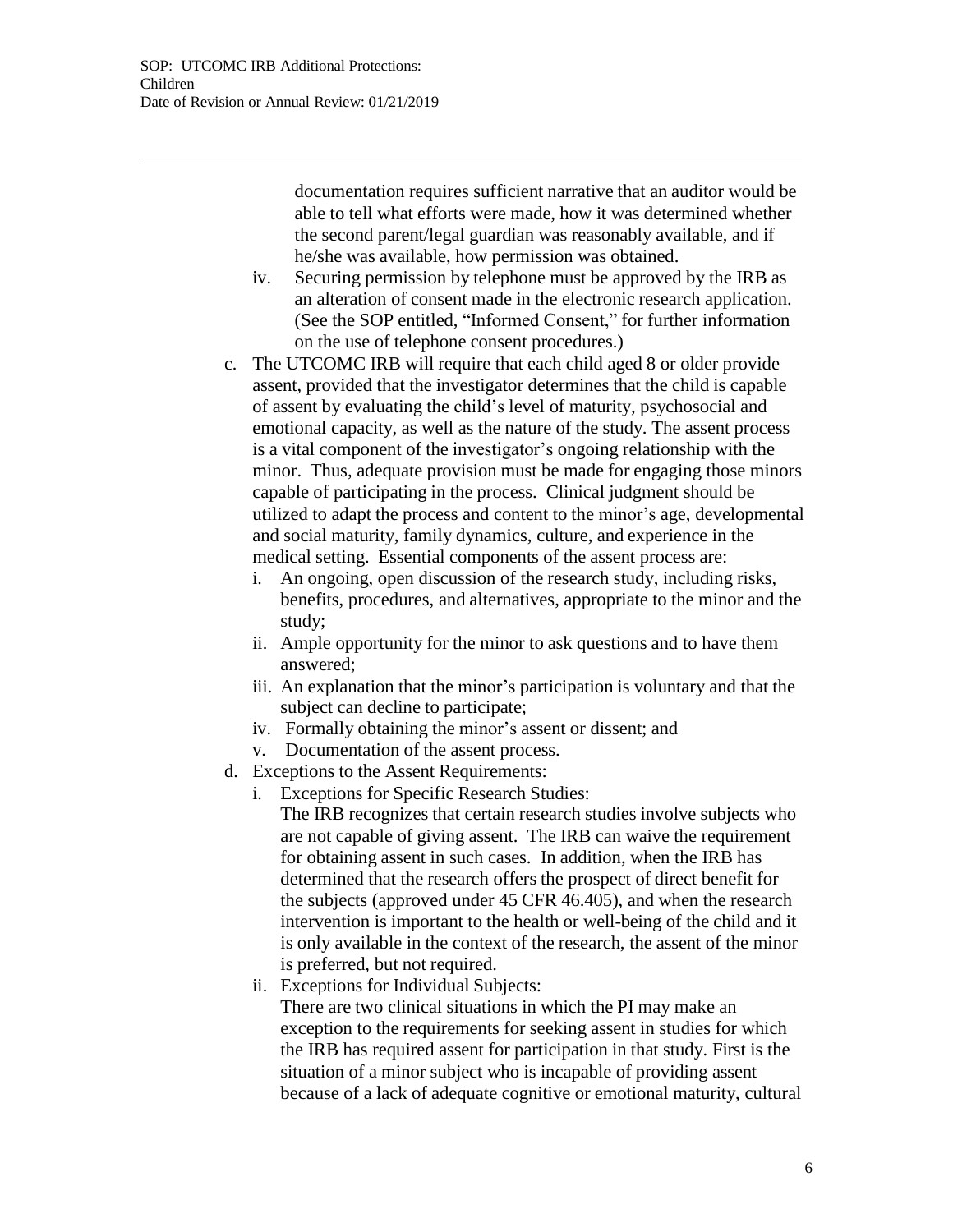documentation requires sufficient narrative that an auditor would be able to tell what efforts were made, how it was determined whether the second parent/legal guardian was reasonably available, and if he/she was available, how permission was obtained.

   iv. Securing permission by telephone must be approved by the IRB as an alteration of consent made in the electronic research application. (See the SOP entitled, "Informed Consent," for further information on the use of telephone consent procedures.)

c. The UTCOMC IRB will require that each child aged 8 or older provide assent, provided that the investigator determines that the child is capable of assent by evaluating the child's level of maturity, psychosocial and emotional capacity, as well as the nature of the study. The assent process is a vital component of the investigator's ongoing relationship with the minor. Thus, adequate provision must be made for engaging those minors capable of participating in the process. Clinical judgment should be utilized to adapt the process and content to the minor's age, developmental and social maturity, family dynamics, culture, and experience in the medical setting. Essential components of the assent process are:
   i. An ongoing, open discussion of the research study, including risks, benefits, procedures, and alternatives, appropriate to the minor and the study;
   ii. Ample opportunity for the minor to ask questions and to have them answered;
   iii. An explanation that the minor's participation is voluntary and that the subject can decline to participate;
   iv. Formally obtaining the minor's assent or dissent; and
   v. Documentation of the assent process.

d. Exceptions to the Assent Requirements:
   i. Exceptions for Specific Research Studies:
      The IRB recognizes that certain research studies involve subjects who are not capable of giving assent. The IRB can waive the requirement for obtaining assent in such cases. In addition, when the IRB has determined that the research offers the prospect of direct benefit for the subjects (approved under 45 CFR 46.405), and when the research intervention is important to the health or well-being of the child and it is only available in the context of the research, the assent of the minor is preferred, but not required.
   ii. Exceptions for Individual Subjects:
      There are two clinical situations in which the PI may make an exception to the requirements for seeking assent in studies for which the IRB has required assent for participation in that study. First is the situation of a minor subject who is incapable of providing assent because of a lack of adequate cognitive or emotional maturity, cultural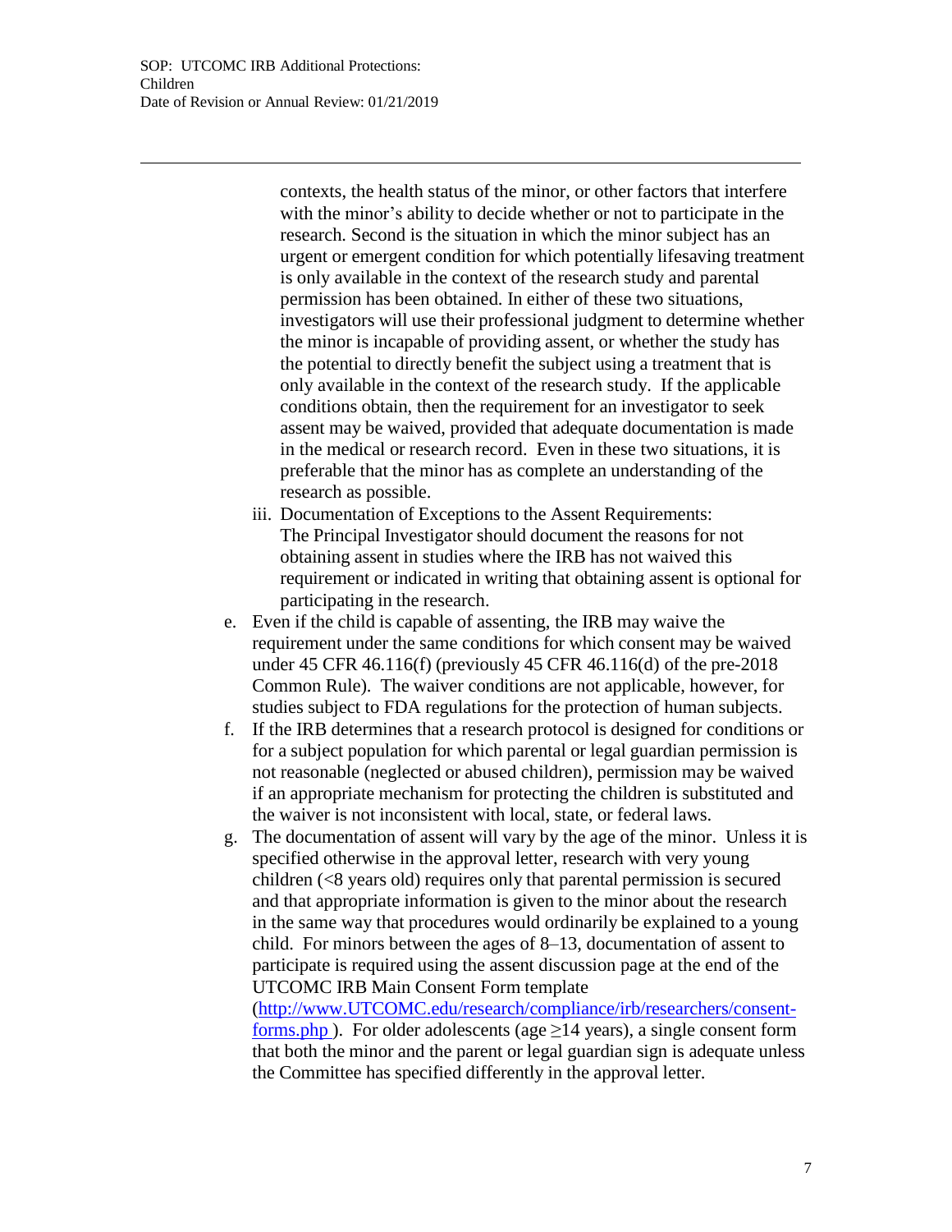contexts, the health status of the minor, or other factors that interfere with the minor's ability to decide whether or not to participate in the research. Second is the situation in which the minor subject has an urgent or emergent condition for which potentially lifesaving treatment is only available in the context of the research study and parental permission has been obtained. In either of these two situations, investigators will use their professional judgment to determine whether the minor is incapable of providing assent, or whether the study has the potential to directly benefit the subject using a treatment that is only available in the context of the research study. If the applicable conditions obtain, then the requirement for an investigator to seek assent may be waived, provided that adequate documentation is made in the medical or research record. Even in these two situations, it is preferable that the minor has as complete an understanding of the research as possible.

iii. Documentation of Exceptions to the Assent Requirements: The Principal Investigator should document the reasons for not obtaining assent in studies where the IRB has not waived this requirement or indicated in writing that obtaining assent is optional for participating in the research.

e. Even if the child is capable of assenting, the IRB may waive the requirement under the same conditions for which consent may be waived under 45 CFR 46.116(f) (previously 45 CFR 46.116(d) of the pre-2018 Common Rule). The waiver conditions are not applicable, however, for studies subject to FDA regulations for the protection of human subjects.

f. If the IRB determines that a research protocol is designed for conditions or for a subject population for which parental or legal guardian permission is not reasonable (neglected or abused children), permission may be waived if an appropriate mechanism for protecting the children is substituted and the waiver is not inconsistent with local, state, or federal laws.

g. The documentation of assent will vary by the age of the minor. Unless it is specified otherwise in the approval letter, research with very young children (<8 years old) requires only that parental permission is secured and that appropriate information is given to the minor about the research in the same way that procedures would ordinarily be explained to a young child. For minors between the ages of 8–13, documentation of assent to participate is required using the assent discussion page at the end of the UTCOMC IRB Main Consent Form template ([http://www.UTCOMC.edu/research/compliance/irb/researchers/consent-forms.php](http://www.UTCOMC.edu/research/compliance/irb/researchers/consent-forms.php) ). For older adolescents (age ≥14 years), a single consent form that both the minor and the parent or legal guardian sign is adequate unless the Committee has specified differently in the approval letter.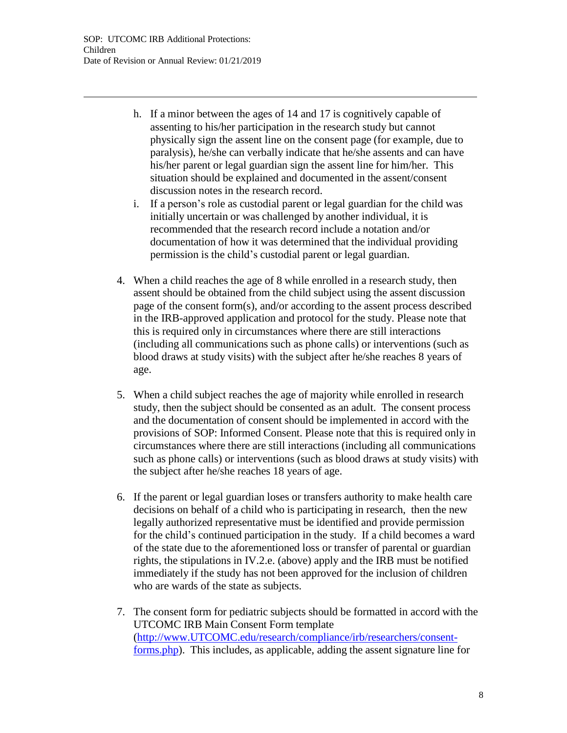h. If a minor between the ages of 14 and 17 is cognitively capable of assenting to his/her participation in the research study but cannot physically sign the assent line on the consent page (for example, due to paralysis), he/she can verbally indicate that he/she assents and can have his/her parent or legal guardian sign the assent line for him/her. This situation should be explained and documented in the assent/consent discussion notes in the research record.

i. If a person's role as custodial parent or legal guardian for the child was initially uncertain or was challenged by another individual, it is recommended that the research record include a notation and/or documentation of how it was determined that the individual providing permission is the child's custodial parent or legal guardian.

4. When a child reaches the age of 8 while enrolled in a research study, then assent should be obtained from the child subject using the assent discussion page of the consent form(s), and/or according to the assent process described in the IRB-approved application and protocol for the study. Please note that this is required only in circumstances where there are still interactions (including all communications such as phone calls) or interventions (such as blood draws at study visits) with the subject after he/she reaches 8 years of age.

5. When a child subject reaches the age of majority while enrolled in research study, then the subject should be consented as an adult. The consent process and the documentation of consent should be implemented in accord with the provisions of SOP: Informed Consent. Please note that this is required only in circumstances where there are still interactions (including all communications such as phone calls) or interventions (such as blood draws at study visits) with the subject after he/she reaches 18 years of age.

6. If the parent or legal guardian loses or transfers authority to make health care decisions on behalf of a child who is participating in research, then the new legally authorized representative must be identified and provide permission for the child's continued participation in the study. If a child becomes a ward of the state due to the aforementioned loss or transfer of parental or guardian rights, the stipulations in IV.2.e. (above) apply and the IRB must be notified immediately if the study has not been approved for the inclusion of children who are wards of the state as subjects.

7. The consent form for pediatric subjects should be formatted in accord with the UTCOMC IRB Main Consent Form template (http://www.UTCOMC.edu/research/compliance/irb/researchers/consent-forms.php). This includes, as applicable, adding the assent signature line for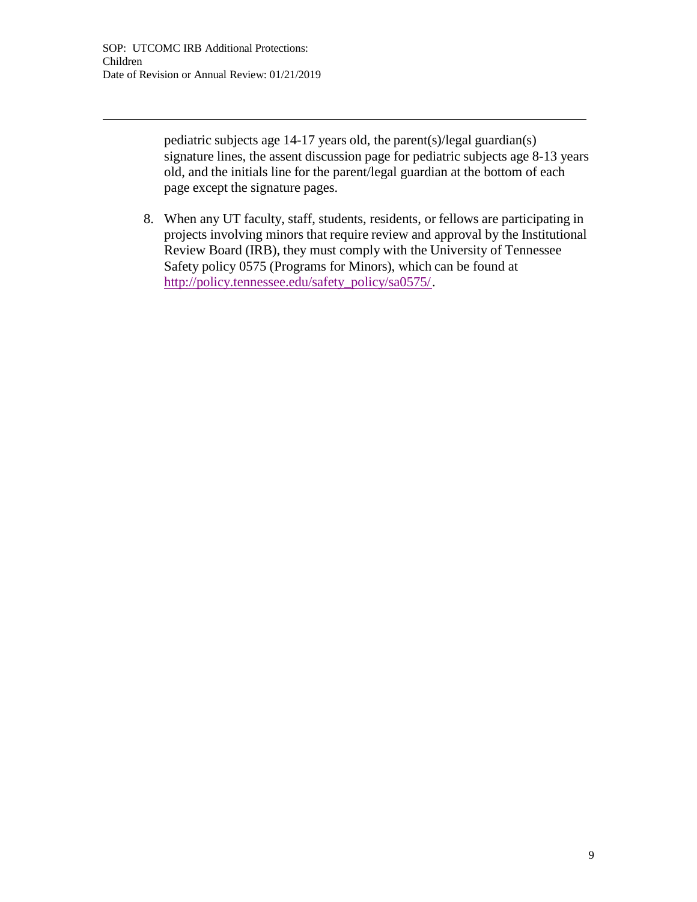pediatric subjects age 14-17 years old, the parent(s)/legal guardian(s) signature lines, the assent discussion page for pediatric subjects age 8-13 years old, and the initials line for the parent/legal guardian at the bottom of each page except the signature pages.

8. When any UT faculty, staff, students, residents, or fellows are participating in projects involving minors that require review and approval by the Institutional Review Board (IRB), they must comply with the University of Tennessee Safety policy 0575 (Programs for Minors), which can be found at http://policy.tennessee.edu/safety_policy/sa0575/.